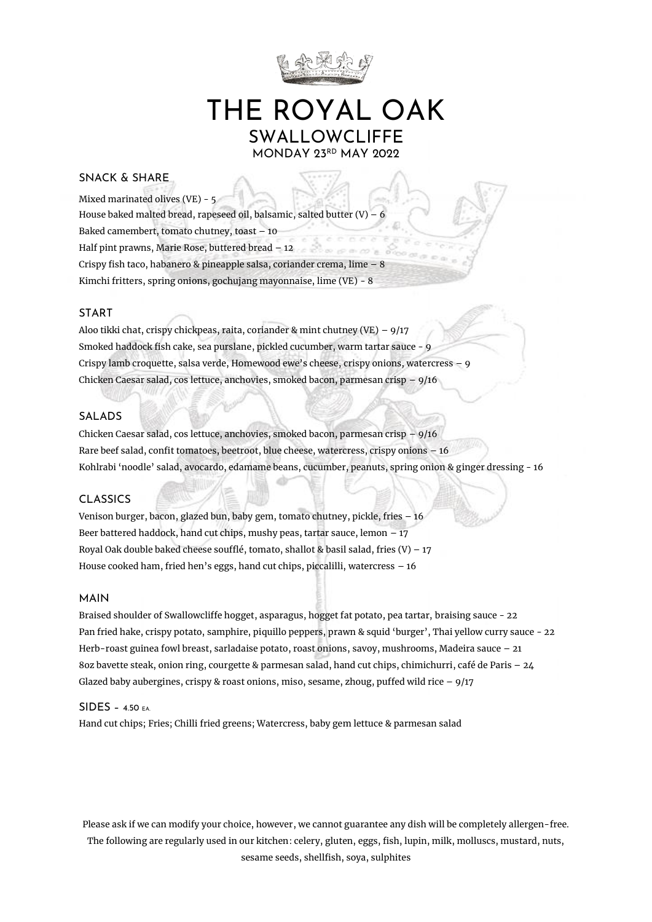# THE ROYAL OAK

## SWALLOWCLIFFE

MONDAY 23RD MAY 2022

### SNACK & SHARE

Mixed marinated olives (VE) - 5
House baked malted bread, rapeseed oil, balsamic, salted butter (V) – 6
Baked camembert, tomato chutney, toast – 10
Half pint prawns, Marie Rose, buttered bread – 12
Crispy fish taco, habanero & pineapple salsa, coriander crema, lime – 8
Kimchi fritters, spring onions, gochujang mayonnaise, lime (VE) - 8

### START

Aloo tikki chat, crispy chickpeas, raita, coriander & mint chutney (VE) – 9/17
Smoked haddock fish cake, sea purslane, pickled cucumber, warm tartar sauce - 9
Crispy lamb croquette, salsa verde, Homewood ewe's cheese, crispy onions, watercress – 9
Chicken Caesar salad, cos lettuce, anchovies, smoked bacon, parmesan crisp – 9/16

### SALADS

Chicken Caesar salad, cos lettuce, anchovies, smoked bacon, parmesan crisp – 9/16
Rare beef salad, confit tomatoes, beetroot, blue cheese, watercress, crispy onions – 16
Kohlrabi 'noodle' salad, avocardo, edamame beans, cucumber, peanuts, spring onion & ginger dressing - 16

### CLASSICS

Venison burger, bacon, glazed bun, baby gem, tomato chutney, pickle, fries – 16
Beer battered haddock, hand cut chips, mushy peas, tartar sauce, lemon – 17
Royal Oak double baked cheese soufflé, tomato, shallot & basil salad, fries (V) – 17
House cooked ham, fried hen's eggs, hand cut chips, piccalilli, watercress – 16

### MAIN

Braised shoulder of Swallowcliffe hogget, asparagus, hogget fat potato, pea tartar, braising sauce - 22
Pan fried hake, crispy potato, samphire, piquillo peppers, prawn & squid 'burger', Thai yellow curry sauce - 22
Herb-roast guinea fowl breast, sarladaise potato, roast onions, savoy, mushrooms, Madeira sauce – 21
8oz bavette steak, onion ring, courgette & parmesan salad, hand cut chips, chimichurri, café de Paris – 24
Glazed baby aubergines, crispy & roast onions, miso, sesame, zhoug, puffed wild rice – 9/17

### SIDES - 4.50 EA.

Hand cut chips; Fries; Chilli fried greens; Watercress, baby gem lettuce & parmesan salad

Please ask if we can modify your choice, however, we cannot guarantee any dish will be completely allergen-free. The following are regularly used in our kitchen: celery, gluten, eggs, fish, lupin, milk, molluscs, mustard, nuts, sesame seeds, shellfish, soya, sulphites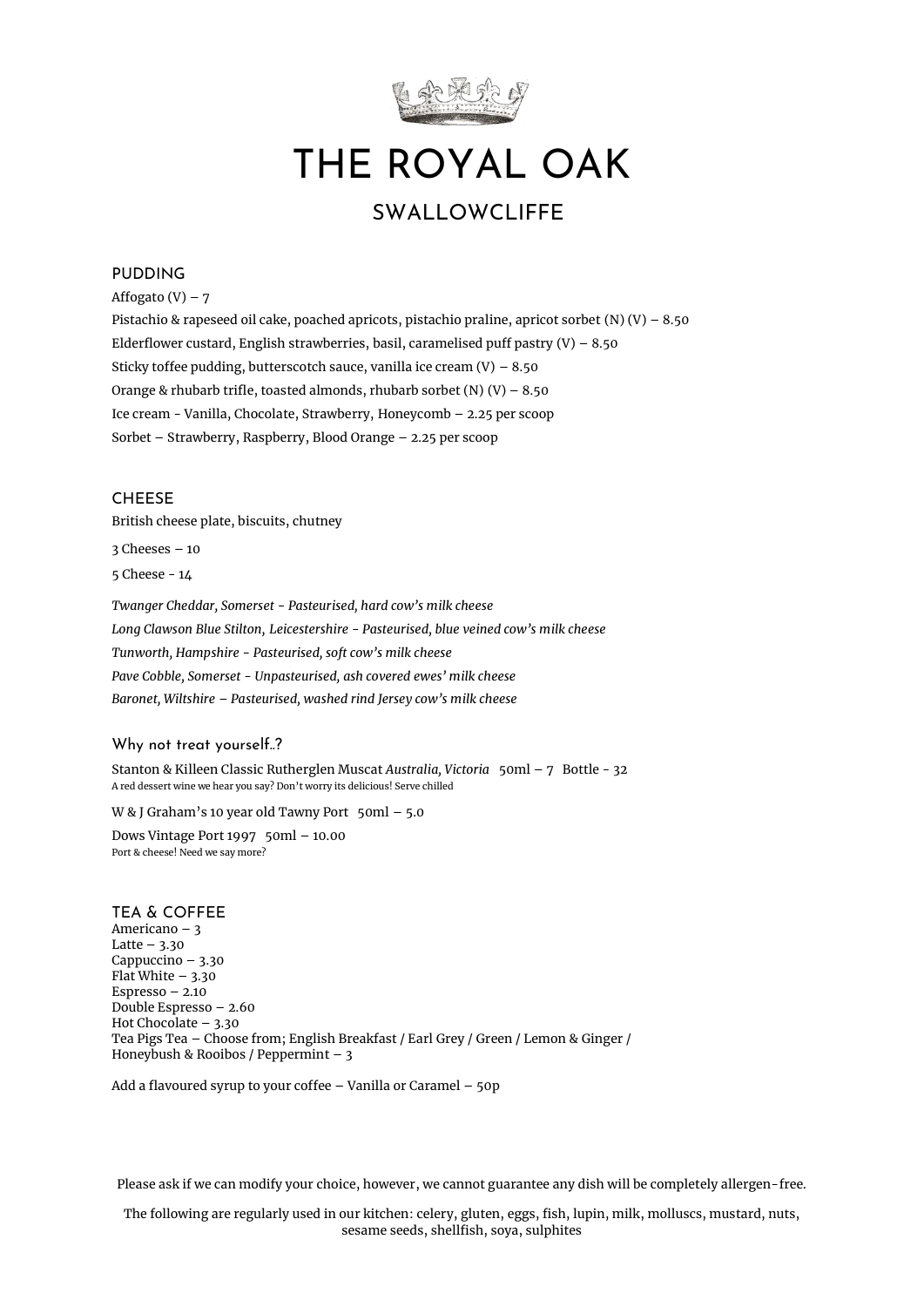# THE ROYAL OAK

## SWALLOWCLIFFE

### PUDDING

Affogato (V) – 7

Pistachio & rapeseed oil cake, poached apricots, pistachio praline, apricot sorbet (N) (V) – 8.50

Elderflower custard, English strawberries, basil, caramelised puff pastry (V) – 8.50

Sticky toffee pudding, butterscotch sauce, vanilla ice cream (V) – 8.50

Orange & rhubarb trifle, toasted almonds, rhubarb sorbet (N) (V) – 8.50

Ice cream - Vanilla, Chocolate, Strawberry, Honeycomb – 2.25 per scoop

Sorbet – Strawberry, Raspberry, Blood Orange – 2.25 per scoop

### CHEESE

British cheese plate, biscuits, chutney

3 Cheeses – 10

5 Cheese - 14

*Twanger Cheddar, Somerset - Pasteurised, hard cow's milk cheese*

*Long Clawson Blue Stilton, Leicestershire - Pasteurised, blue veined cow's milk cheese*

*Tunworth, Hampshire - Pasteurised, soft cow's milk cheese*

*Pave Cobble, Somerset - Unpasteurised, ash covered ewes' milk cheese*

*Baronet, Wiltshire – Pasteurised, washed rind Jersey cow's milk cheese*

### Why not treat yourself..?

Stanton & Killeen Classic Rutherglen Muscat *Australia, Victoria* 50ml – 7 Bottle - 32
A red dessert wine we hear you say? Don't worry its delicious! Serve chilled

W & J Graham's 10 year old Tawny Port 50ml – 5.0

Dows Vintage Port 1997 50ml – 10.00
Port & cheese! Need we say more?

### TEA & COFFEE

Americano – 3
Latte – 3.30
Cappuccino – 3.30
Flat White – 3.30
Espresso – 2.10
Double Espresso – 2.60
Hot Chocolate – 3.30
Tea Pigs Tea – Choose from; English Breakfast / Earl Grey / Green / Lemon & Ginger / Honeybush & Rooibos / Peppermint – 3

Add a flavoured syrup to your coffee – Vanilla or Caramel – 50p

Please ask if we can modify your choice, however, we cannot guarantee any dish will be completely allergen-free.

The following are regularly used in our kitchen: celery, gluten, eggs, fish, lupin, milk, molluscs, mustard, nuts, sesame seeds, shellfish, soya, sulphites